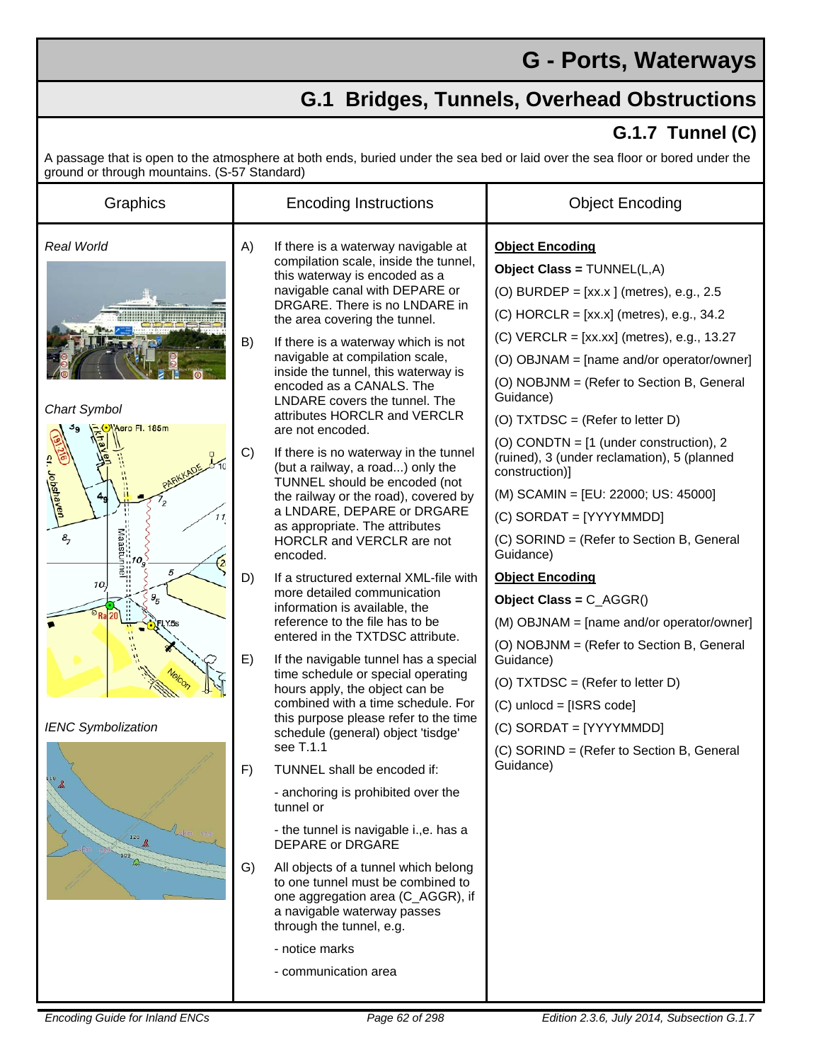# G - Ports, Waterways

## G.1 Bridges, Tunnels, Overhead Obstructions

### G.1.7 Tunnel (C)

A passage that is open to the atmosphere at both ends, buried under the sea bed or laid over the sea floor or bored under the ground or through mountains. (S-57 Standard)

| Graphics | Encoding Instructions | Object Encoding |
|---|---|---|
| *Real World*<br><br>*Chart Symbol*<br><br>*IENC Symbolization* | A) If there is a waterway navigable at compilation scale, inside the tunnel, this waterway is encoded as a navigable canal with DEPARE or DRGARE. There is no LNDARE in the area covering the tunnel.<br><br>B) If there is a waterway which is not navigable at compilation scale, inside the tunnel, this waterway is encoded as a CANALS. The LNDARE covers the tunnel. The attributes HORCLR and VERCLR are not encoded.<br><br>C) If there is no waterway in the tunnel (but a railway, a road...) only the TUNNEL should be encoded (not the railway or the road), covered by a LNDARE, DEPARE or DRGARE as appropriate. The attributes HORCLR and VERCLR are not encoded.<br><br>D) If a structured external XML-file with more detailed communication information is available, the reference to the file has to be entered in the TXTDSC attribute.<br><br>E) If the navigable tunnel has a special time schedule or special operating hours apply, the object can be combined with a time schedule. For this purpose please refer to the time schedule (general) object 'tisdge' see T.1.1<br><br>F) TUNNEL shall be encoded if:<br>- anchoring is prohibited over the tunnel or<br>- the tunnel is navigable i.,e. has a DEPARE or DRGARE<br><br>G) All objects of a tunnel which belong to one tunnel must be combined to one aggregation area (C_AGGR), if a navigable waterway passes through the tunnel, e.g.<br>- notice marks<br>- communication area | **Object Encoding**<br>**Object Class =** TUNNEL(L,A)<br>(O) BURDEP = [xx.x ] (metres), e.g., 2.5<br>(C) HORCLR = [xx.x] (metres), e.g., 34.2<br>(C) VERCLR = [xx.xx] (metres), e.g., 13.27<br>(O) OBJNAM = [name and/or operator/owner]<br>(O) NOBJNM = (Refer to Section B, General Guidance)<br>(O) TXTDSC = (Refer to letter D)<br>(O) CONDTN = [1 (under construction), 2 (ruined), 3 (under reclamation), 5 (planned construction)]<br>(M) SCAMIN = [EU: 22000; US: 45000]<br>(C) SORDAT = [YYYYMMDD]<br>(C) SORIND = (Refer to Section B, General Guidance)<br><br>**Object Encoding**<br>**Object Class =** C_AGGR()<br>(M) OBJNAM = [name and/or operator/owner]<br>(O) NOBJNM = (Refer to Section B, General Guidance)<br>(O) TXTDSC = (Refer to letter D)<br>(C) unlocd = [ISRS code]<br>(C) SORDAT = [YYYYMMDD]<br>(C) SORIND = (Refer to Section B, General Guidance) |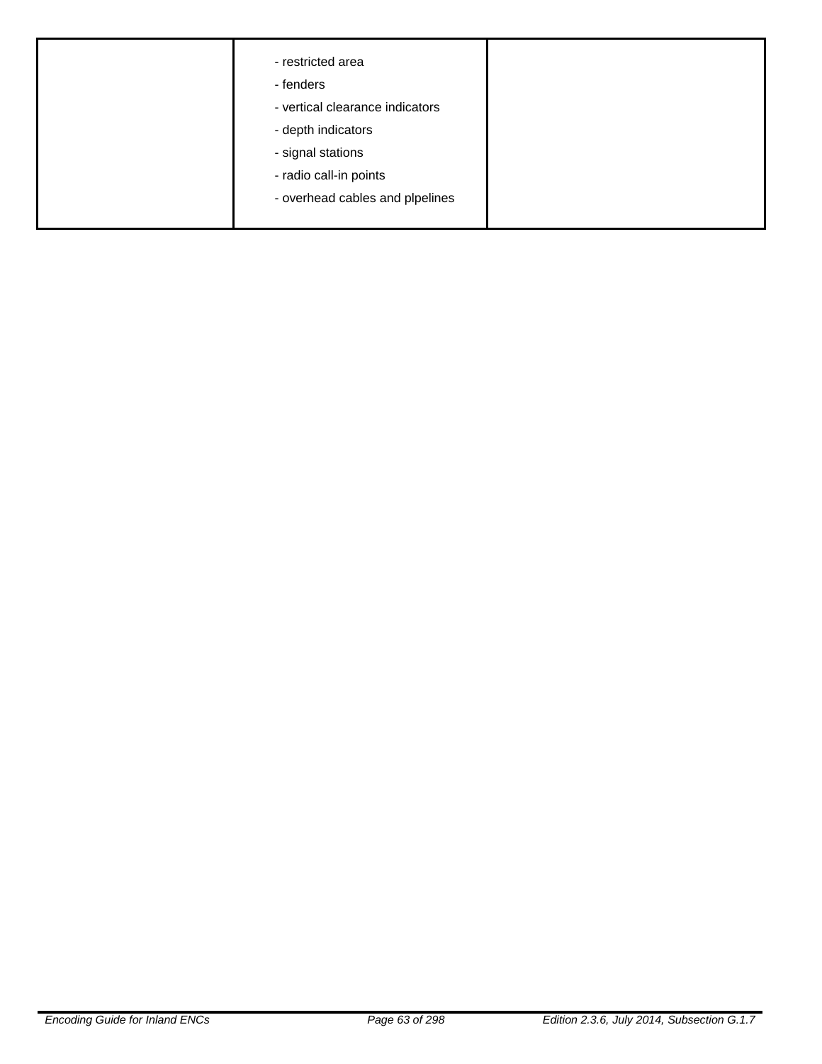| | | |
|---|---|---|
| | - restricted area<br>- fenders<br>- vertical clearance indicators<br>- depth indicators<br>- signal stations<br>- radio call-in points<br>- overhead cables and plpelines | |